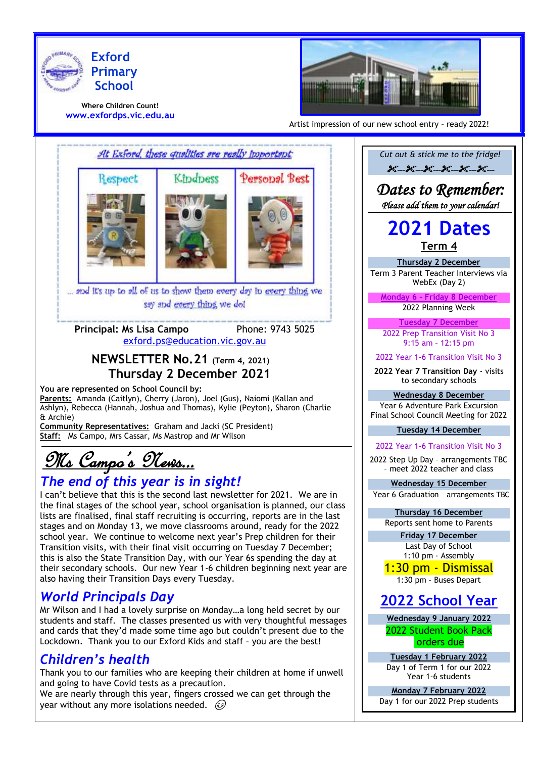# Exford Primary School

Where Children Count!
www.exfordps.vic.edu.au

Artist impression of our new school entry – ready 2022!

*At Exford, these qualities are really important*

| Respect | Kindness | Personal Best |
|---|---|---|

... and it's up to all of us to show them every day in every thing we say and every thing we do!

**Principal: Ms Lisa Campo** Phone: 9743 5025
exford.ps@education.vic.gov.au

## NEWSLETTER No.21 (Term 4, 2021)
## Thursday 2 December 2021

**You are represented on School Council by:**
**Parents:** Amanda (Caitlyn), Cherry (Jaron), Joel (Gus), Naiomi (Kallan and Ashlyn), Rebecca (Hannah, Joshua and Thomas), Kylie (Peyton), Sharon (Charlie & Archie)
**Community Representatives:** Graham and Jacki (SC President)
**Staff:** Ms Campo, Mrs Cassar, Ms Mastrop and Mr Wilson

## Ms Campo's News...

### *The end of this year is in sight!*

I can't believe that this is the second last newsletter for 2021. We are in the final stages of the school year, school organisation is planned, our class lists are finalised, final staff recruiting is occurring, reports are in the last stages and on Monday 13, we move classrooms around, ready for the 2022 school year. We continue to welcome next year's Prep children for their Transition visits, with their final visit occurring on Tuesday 7 December; this is also the State Transition Day, with our Year 6s spending the day at their secondary schools. Our new Year 1-6 children beginning next year are also having their Transition Days every Tuesday.

### *World Principals Day*

Mr Wilson and I had a lovely surprise on Monday…a long held secret by our students and staff. The classes presented us with very thoughtful messages and cards that they'd made some time ago but couldn't present due to the Lockdown. Thank you to our Exford Kids and staff – you are the best!

### *Children's health*

Thank you to our families who are keeping their children at home if unwell and going to have Covid tests as a precaution.
We are nearly through this year, fingers crossed we can get through the year without any more isolations needed. 😉

---

*Cut out & stick me to the fridge!*

## *Dates to Remember:*
*Please add them to your calendar!*

## 2021 Dates
### Term 4

**Thursday 2 December**
Term 3 Parent Teacher Interviews via WebEx (Day 2)

**Monday 6 - Friday 8 December**
2022 Planning Week

**Tuesday 7 December**
2022 Prep Transition Visit No 3
9:15 am – 12:15 pm

2022 Year 1-6 Transition Visit No 3

**2022 Year 7 Transition Day** - visits to secondary schools

**Wednesday 8 December**
Year 6 Adventure Park Excursion
Final School Council Meeting for 2022

**Tuesday 14 December**
2022 Year 1-6 Transition Visit No 3

2022 Step Up Day – arrangements TBC – meet 2022 teacher and class

**Wednesday 15 December**
Year 6 Graduation – arrangements TBC

**Thursday 16 December**
Reports sent home to Parents

**Friday 17 December**
Last Day of School
1:10 pm - Assembly
**1:30 pm - Dismissal**
1:30 pm – Buses Depart

## 2022 School Year

**Wednesday 9 January 2022**
2022 Student Book Pack orders due

**Tuesday 1 February 2022**
Day 1 of Term 1 for our 2022 Year 1-6 students

**Monday 7 February 2022**
Day 1 for our 2022 Prep students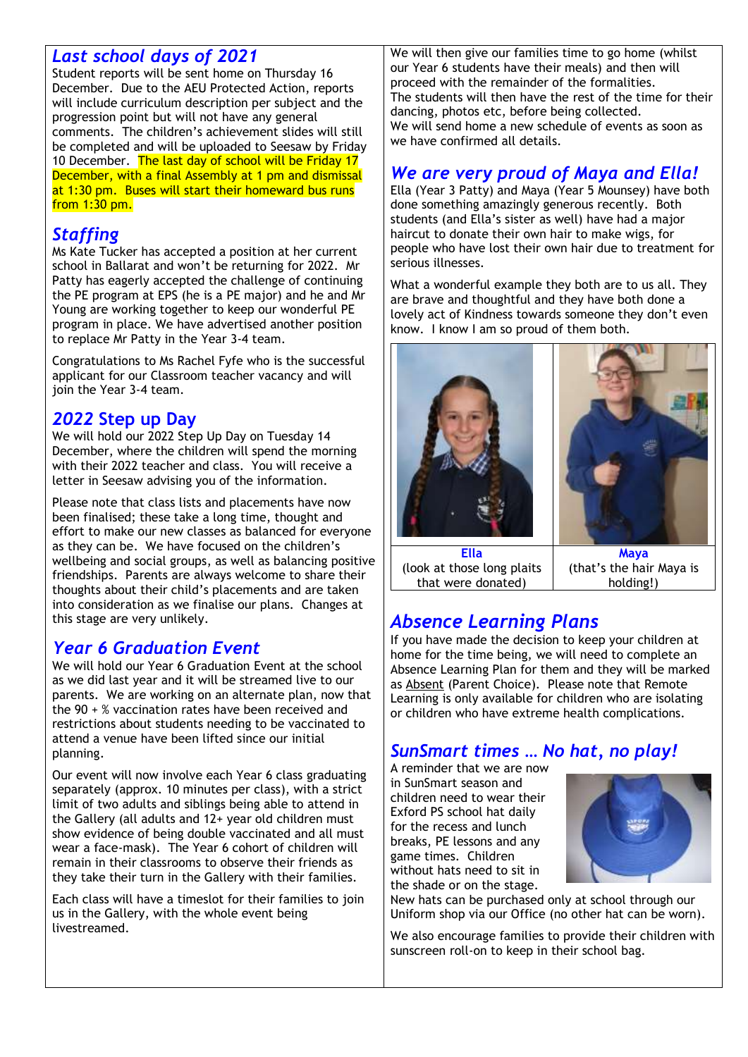## *Last school days of 2021*

Student reports will be sent home on Thursday 16 December. Due to the AEU Protected Action, reports will include curriculum description per subject and the progression point but will not have any general comments. The children's achievement slides will still be completed and will be uploaded to Seesaw by Friday 10 December. The last day of school will be Friday 17 December, with a final Assembly at 1 pm and dismissal at 1:30 pm. Buses will start their homeward bus runs from 1:30 pm.

## *Staffing*

Ms Kate Tucker has accepted a position at her current school in Ballarat and won't be returning for 2022. Mr Patty has eagerly accepted the challenge of continuing the PE program at EPS (he is a PE major) and he and Mr Young are working together to keep our wonderful PE program in place. We have advertised another position to replace Mr Patty in the Year 3-4 team.

Congratulations to Ms Rachel Fyfe who is the successful applicant for our Classroom teacher vacancy and will join the Year 3-4 team.

## *2022 Step up Day*

We will hold our 2022 Step Up Day on Tuesday 14 December, where the children will spend the morning with their 2022 teacher and class. You will receive a letter in Seesaw advising you of the information.

Please note that class lists and placements have now been finalised; these take a long time, thought and effort to make our new classes as balanced for everyone as they can be. We have focused on the children's wellbeing and social groups, as well as balancing positive friendships. Parents are always welcome to share their thoughts about their child's placements and are taken into consideration as we finalise our plans. Changes at this stage are very unlikely.

## *Year 6 Graduation Event*

We will hold our Year 6 Graduation Event at the school as we did last year and it will be streamed live to our parents. We are working on an alternate plan, now that the 90 + % vaccination rates have been received and restrictions about students needing to be vaccinated to attend a venue have been lifted since our initial planning.

Our event will now involve each Year 6 class graduating separately (approx. 10 minutes per class), with a strict limit of two adults and siblings being able to attend in the Gallery (all adults and 12+ year old children must show evidence of being double vaccinated and all must wear a face-mask). The Year 6 cohort of children will remain in their classrooms to observe their friends as they take their turn in the Gallery with their families.

Each class will have a timeslot for their families to join us in the Gallery, with the whole event being livestreamed.

We will then give our families time to go home (whilst our Year 6 students have their meals) and then will proceed with the remainder of the formalities.
The students will then have the rest of the time for their dancing, photos etc, before being collected.
We will send home a new schedule of events as soon as we have confirmed all details.

## *We are very proud of Maya and Ella!*

Ella (Year 3 Patty) and Maya (Year 5 Mounsey) have both done something amazingly generous recently. Both students (and Ella's sister as well) have had a major haircut to donate their own hair to make wigs, for people who have lost their own hair due to treatment for serious illnesses.

What a wonderful example they both are to us all. They are brave and thoughtful and they have both done a lovely act of Kindness towards someone they don't even know. I know I am so proud of them both.

| **Ella** (look at those long plaits that were donated) | **Maya** (that's the hair Maya is holding!) |
|---|---|

## *Absence Learning Plans*

If you have made the decision to keep your children at home for the time being, we will need to complete an Absence Learning Plan for them and they will be marked as Absent (Parent Choice). Please note that Remote Learning is only available for children who are isolating or children who have extreme health complications.

## *SunSmart times … No hat, no play!*

A reminder that we are now in SunSmart season and children need to wear their Exford PS school hat daily for the recess and lunch breaks, PE lessons and any game times. Children without hats need to sit in the shade or on the stage.
New hats can be purchased only at school through our Uniform shop via our Office (no other hat can be worn).

We also encourage families to provide their children with sunscreen roll-on to keep in their school bag.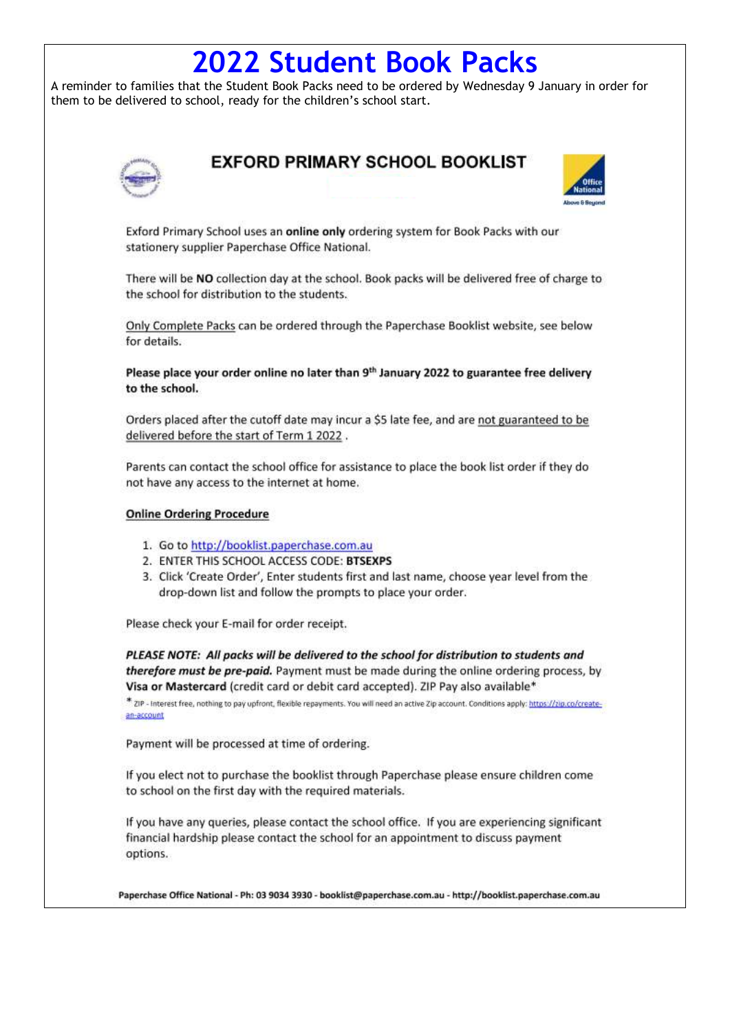# 2022 Student Book Packs

A reminder to families that the Student Book Packs need to be ordered by Wednesday 9 January in order for them to be delivered to school, ready for the children's school start.

## EXFORD PRIMARY SCHOOL BOOKLIST

Exford Primary School uses an **online only** ordering system for Book Packs with our stationery supplier Paperchase Office National.

There will be **NO** collection day at the school. Book packs will be delivered free of charge to the school for distribution to the students.

Only Complete Packs can be ordered through the Paperchase Booklist website, see below for details.

**Please place your order online no later than 9th January 2022 to guarantee free delivery to the school.**

Orders placed after the cutoff date may incur a $5 late fee, and are not guaranteed to be delivered before the start of Term 1 2022 .

Parents can contact the school office for assistance to place the book list order if they do not have any access to the internet at home.

**Online Ordering Procedure**

1. Go to http://booklist.paperchase.com.au
2. ENTER THIS SCHOOL ACCESS CODE: **BTSEXPS**
3. Click 'Create Order', Enter students first and last name, choose year level from the drop-down list and follow the prompts to place your order.

Please check your E-mail for order receipt.

***PLEASE NOTE: All packs will be delivered to the school for distribution to students and therefore must be pre-paid.*** Payment must be made during the online ordering process, by **Visa or Mastercard** (credit card or debit card accepted). ZIP Pay also available*

* ZIP - Interest free, nothing to pay upfront, flexible repayments. You will need an active Zip account. Conditions apply: https://zip.co/create-an-account

Payment will be processed at time of ordering.

If you elect not to purchase the booklist through Paperchase please ensure children come to school on the first day with the required materials.

If you have any queries, please contact the school office. If you are experiencing significant financial hardship please contact the school for an appointment to discuss payment options.

**Paperchase Office National - Ph: 03 9034 3930 - booklist@paperchase.com.au - http://booklist.paperchase.com.au**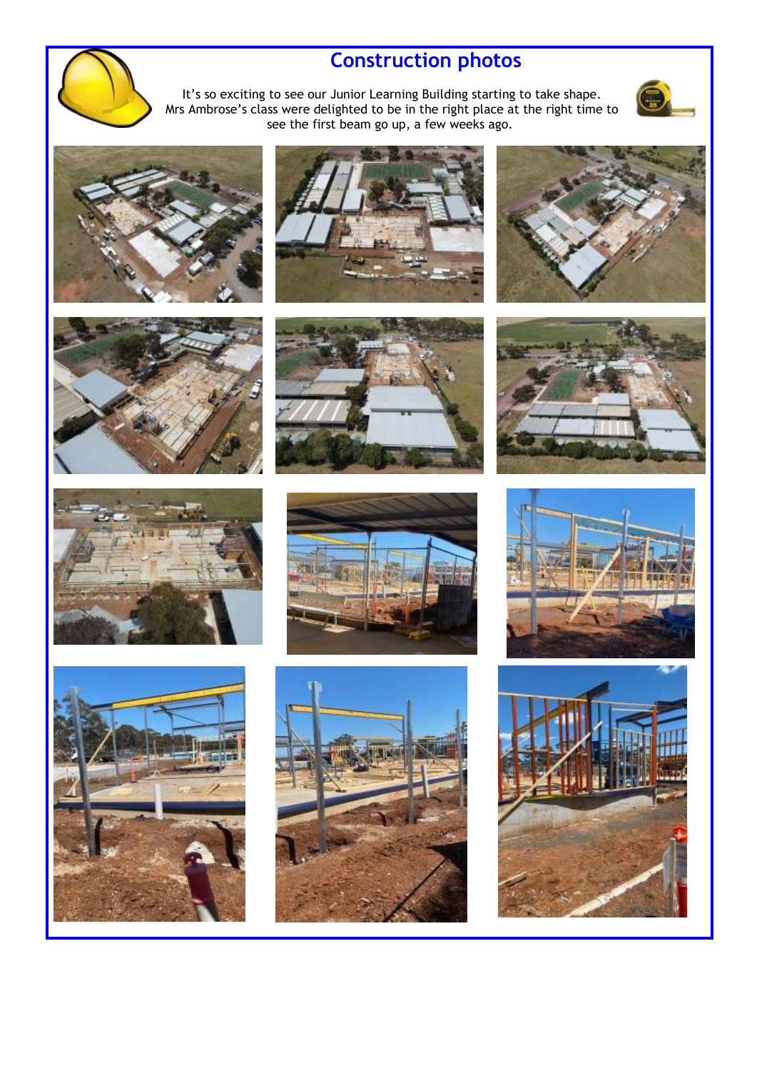# Construction photos

It's so exciting to see our Junior Learning Building starting to take shape. Mrs Ambrose's class were delighted to be in the right place at the right time to see the first beam go up, a few weeks ago.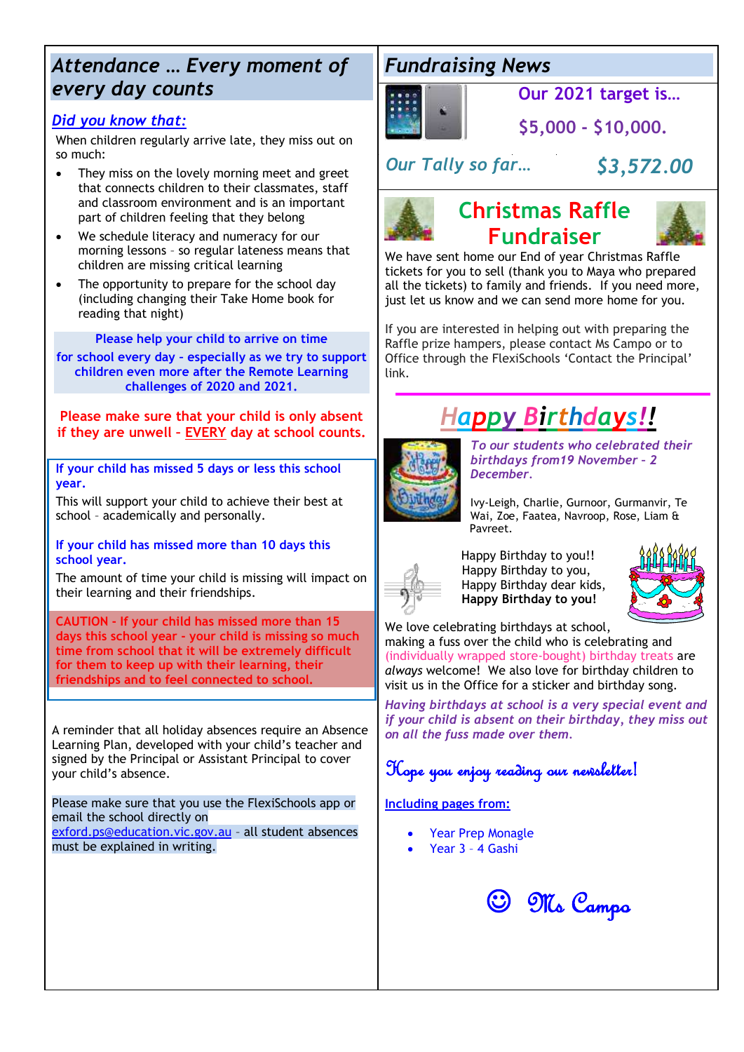## *Attendance … Every moment of every day counts*

***Did you know that:***

When children regularly arrive late, they miss out on so much:

- They miss on the lovely morning meet and greet that connects children to their classmates, staff and classroom environment and is an important part of children feeling that they belong
- We schedule literacy and numeracy for our morning lessons – so regular lateness means that children are missing critical learning
- The opportunity to prepare for the school day (including changing their Take Home book for reading that night)

**Please help your child to arrive on time for school every day - especially as we try to support children even more after the Remote Learning challenges of 2020 and 2021.**

**Please make sure that your child is only absent if they are unwell – EVERY day at school counts.**

**If your child has missed 5 days or less this school year.**

This will support your child to achieve their best at school – academically and personally.

**If your child has missed more than 10 days this school year.**

The amount of time your child is missing will impact on their learning and their friendships.

**CAUTION - If your child has missed more than 15 days this school year - your child is missing so much time from school that it will be extremely difficult for them to keep up with their learning, their friendships and to feel connected to school.**

A reminder that all holiday absences require an Absence Learning Plan, developed with your child's teacher and signed by the Principal or Assistant Principal to cover your child's absence.

Please make sure that you use the FlexiSchools app or email the school directly on exford.ps@education.vic.gov.au – all student absences must be explained in writing.

## *Fundraising News*

**Our 2021 target is…**

**$5,000 - $10,000.**

***Our Tally so far…*** ***$3,572.00***

## Christmas Raffle Fundraiser

We have sent home our End of year Christmas Raffle tickets for you to sell (thank you to Maya who prepared all the tickets) to family and friends. If you need more, just let us know and we can send more home for you.

If you are interested in helping out with preparing the Raffle prize hampers, please contact Ms Campo or to Office through the FlexiSchools 'Contact the Principal' link.

## *Happy Birthdays!!*

***To our students who celebrated their birthdays from19 November - 2 December.***

Ivy-Leigh, Charlie, Gurnoor, Gurmanvir, Te Wai, Zoe, Faatea, Navroop, Rose, Liam & Pavreet.

Happy Birthday to you!!
Happy Birthday to you,
Happy Birthday dear kids,
**Happy Birthday to you!**

We love celebrating birthdays at school, making a fuss over the child who is celebrating and (individually wrapped store-bought) birthday treats are *always* welcome! We also love for birthday children to visit us in the Office for a sticker and birthday song.

***Having birthdays at school is a very special event and if your child is absent on their birthday, they miss out on all the fuss made over them.***

*Hope you enjoy reading our newsletter!*

**Including pages from:**

- Year Prep Monagle
- Year 3 – 4 Gashi

☺ *Ms Campo*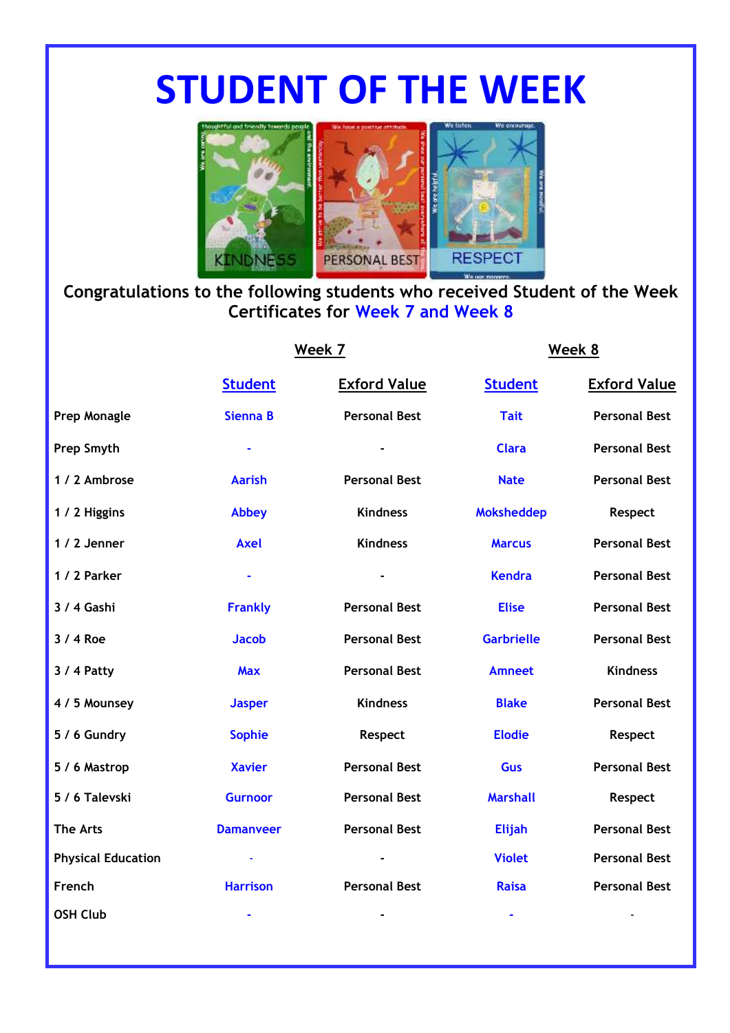# STUDENT OF THE WEEK

Congratulations to the following students who received Student of the Week Certificates for Week 7 and Week 8

| | Week 7 | | Week 8 | |
|---|---|---|---|---|
| | Student | Exford Value | Student | Exford Value |
| Prep Monagle | Sienna B | Personal Best | Tait | Personal Best |
| Prep Smyth | - | - | Clara | Personal Best |
| 1 / 2 Ambrose | Aarish | Personal Best | Nate | Personal Best |
| 1 / 2 Higgins | Abbey | Kindness | Moksheddep | Respect |
| 1 / 2 Jenner | Axel | Kindness | Marcus | Personal Best |
| 1 / 2 Parker | - | - | Kendra | Personal Best |
| 3 / 4 Gashi | Frankly | Personal Best | Elise | Personal Best |
| 3 / 4 Roe | Jacob | Personal Best | Garbrielle | Personal Best |
| 3 / 4 Patty | Max | Personal Best | Amneet | Kindness |
| 4 / 5 Mounsey | Jasper | Kindness | Blake | Personal Best |
| 5 / 6 Gundry | Sophie | Respect | Elodie | Respect |
| 5 / 6 Mastrop | Xavier | Personal Best | Gus | Personal Best |
| 5 / 6 Talevski | Gurnoor | Personal Best | Marshall | Respect |
| The Arts | Damanveer | Personal Best | Elijah | Personal Best |
| Physical Education | - | - | Violet | Personal Best |
| French | Harrison | Personal Best | Raisa | Personal Best |
| OSH Club | - | - | - | - |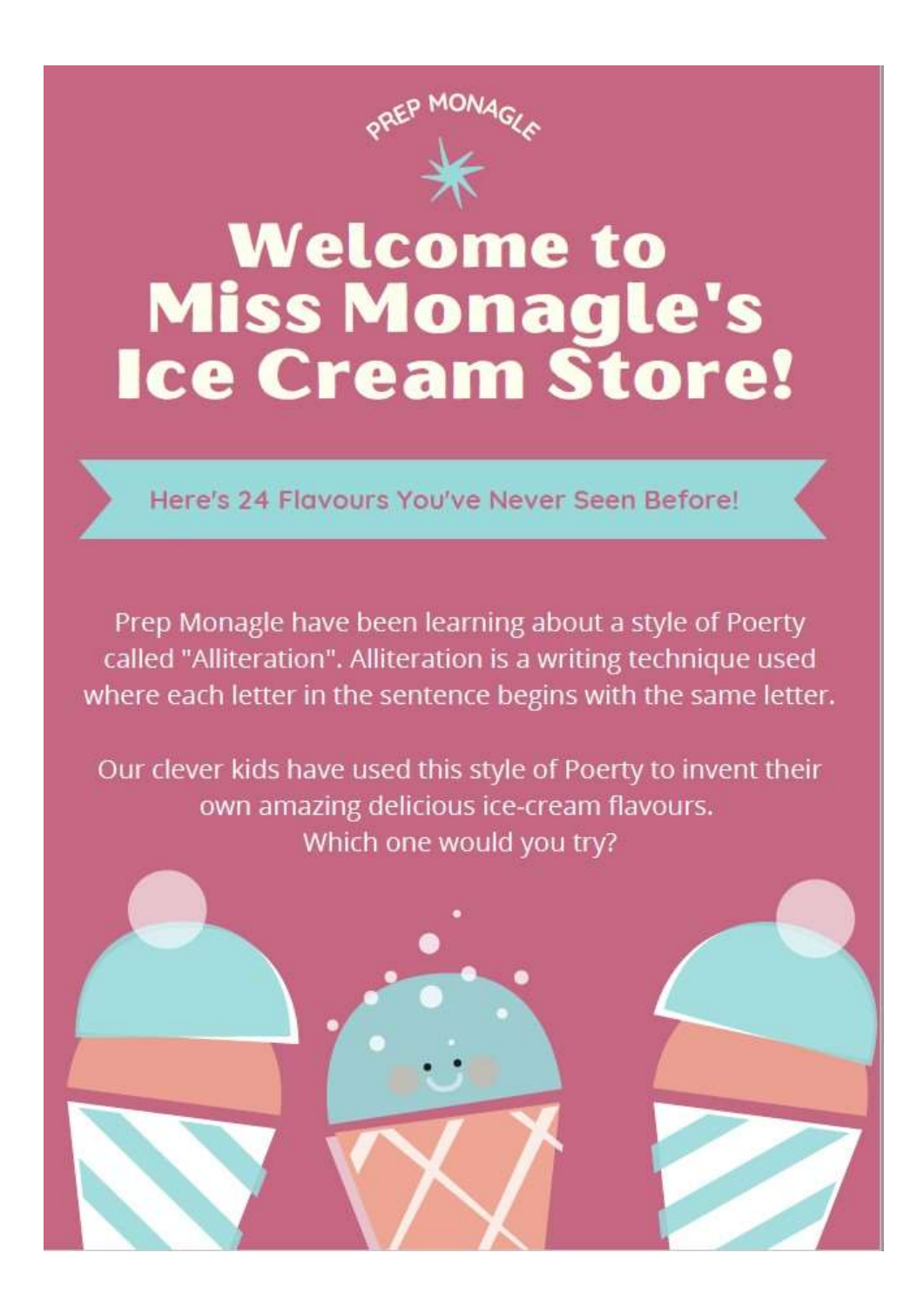PREP MONAGLE

# Welcome to Miss Monagle's Ice Cream Store!

## Here's 24 Flavours You've Never Seen Before!

Prep Monagle have been learning about a style of Poerty called "Alliteration". Alliteration is a writing technique used where each letter in the sentence begins with the same letter.

Our clever kids have used this style of Poerty to invent their own amazing delicious ice-cream flavours.
Which one would you try?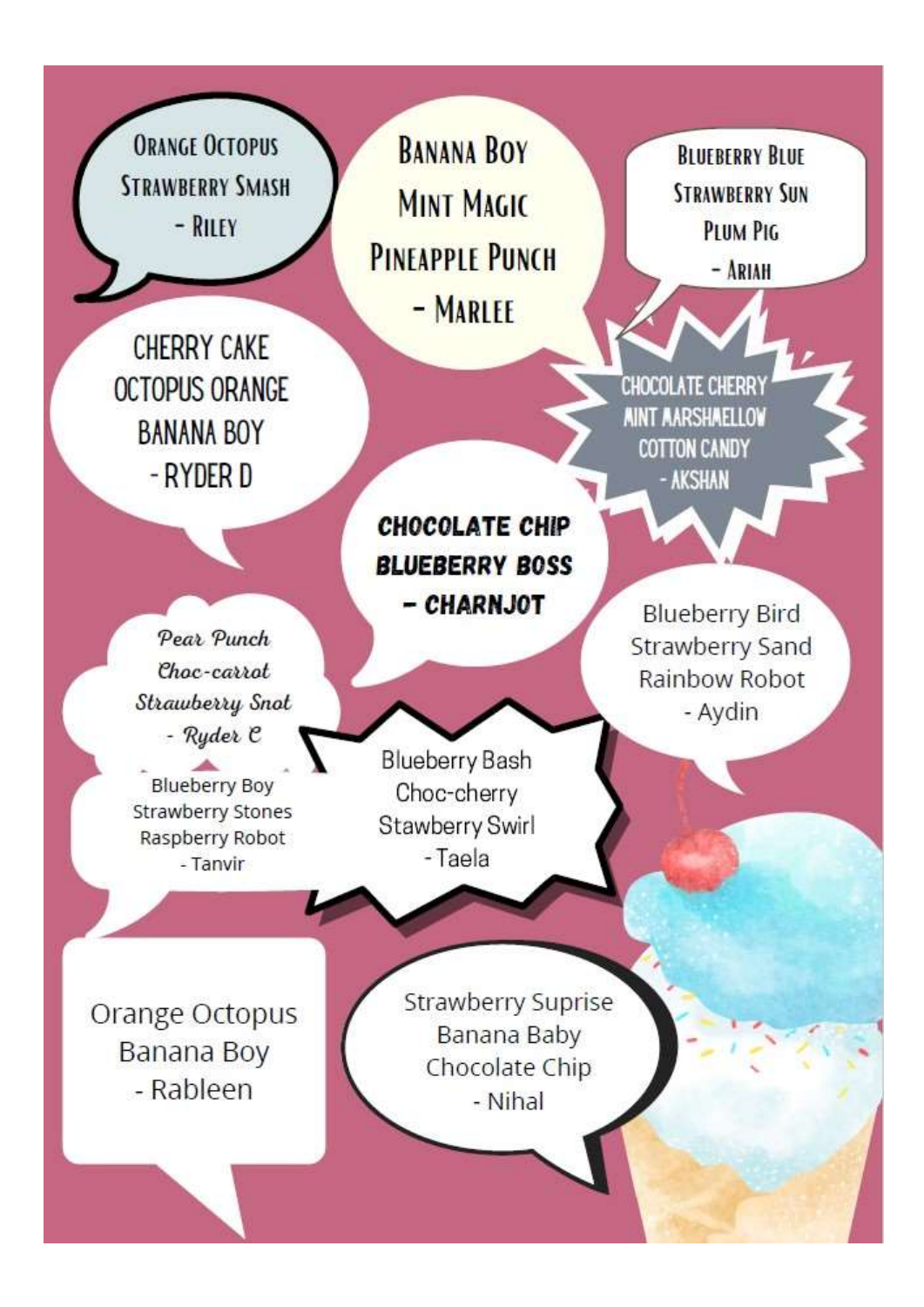Orange Octopus
Strawberry Smash
- Riley

Banana Boy
Mint Magic
Pineapple Punch
- Marlee

Blueberry Blue
Strawberry Sun
Plum Pig
- Ariah

Cherry Cake
Octopus Orange
Banana Boy
- Ryder D

Chocolate Cherry
Mint Marshmellow
Cotton Candy
- Akshan

Chocolate Chip
Blueberry Boss
- Charnjot

Blueberry Bird
Strawberry Sand
Rainbow Robot
- Aydin

Pear Punch
Choc-carrot
Strawberry Snot
- Ryder C

Blueberry Boy
Strawberry Stones
Raspberry Robot
- Tanvir

Blueberry Bash
Choc-cherry
Stawberry Swirl
- Taela

Orange Octopus
Banana Boy
- Rableen

Strawberry Suprise
Banana Baby
Chocolate Chip
- Nihal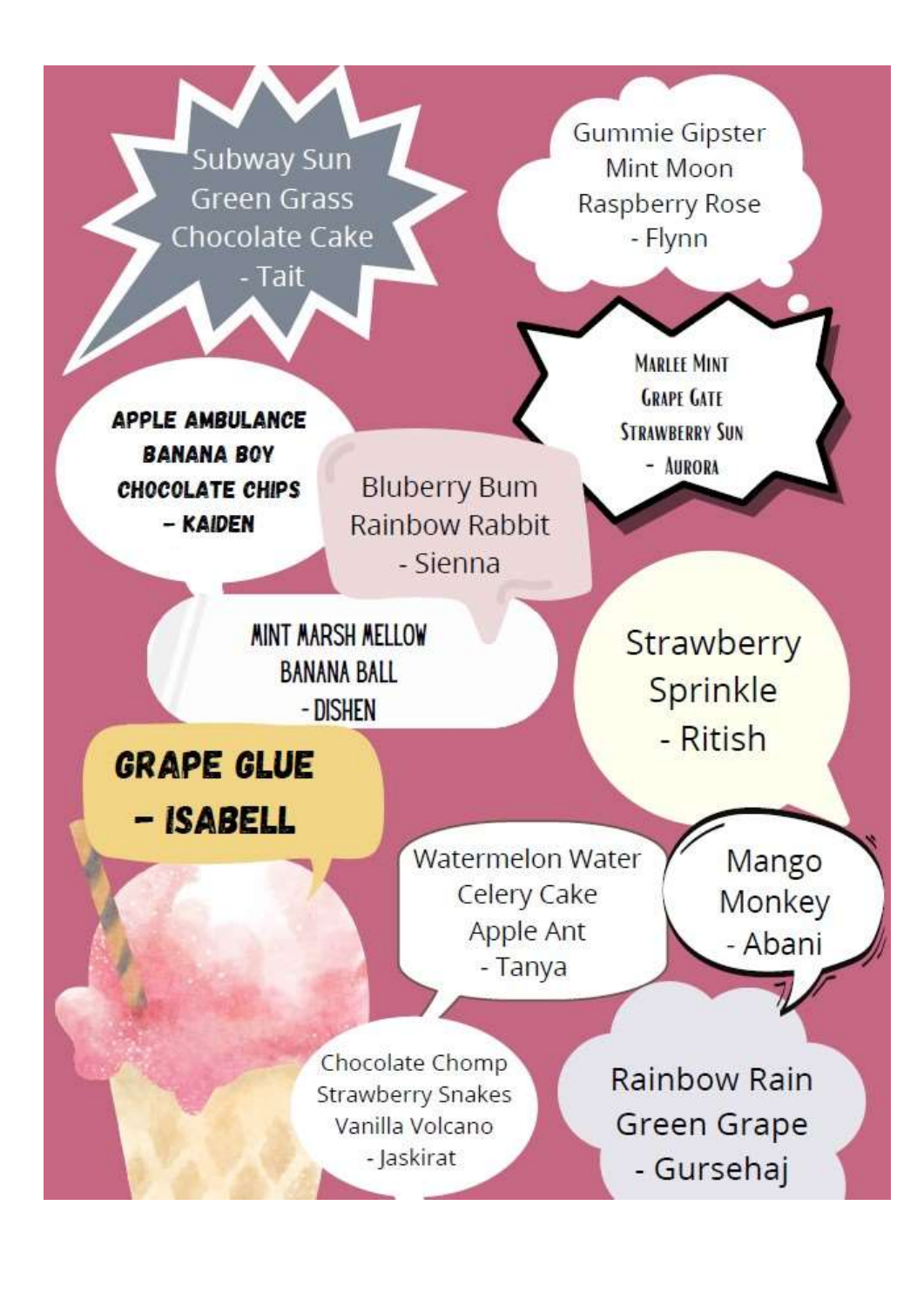Subway Sun
Green Grass
Chocolate Cake
- Tait

Gummie Gipster
Mint Moon
Raspberry Rose
- Flynn

Marlee Mint
Grape Gate
Strawberry Sun
- Aurora

APPLE AMBULANCE
BANANA BOY
CHOCOLATE CHIPS
– KAIDEN

Bluberry Bum
Rainbow Rabbit
- Sienna

MINT MARSH MELLOW
BANANA BALL
- DISHEN

Strawberry
Sprinkle
- Ritish

GRAPE GLUE
– ISABELL

Watermelon Water
Celery Cake
Apple Ant
- Tanya

Mango
Monkey
- Abani

Chocolate Chomp
Strawberry Snakes
Vanilla Volcano
- Jaskirat

Rainbow Rain
Green Grape
- Gursehaj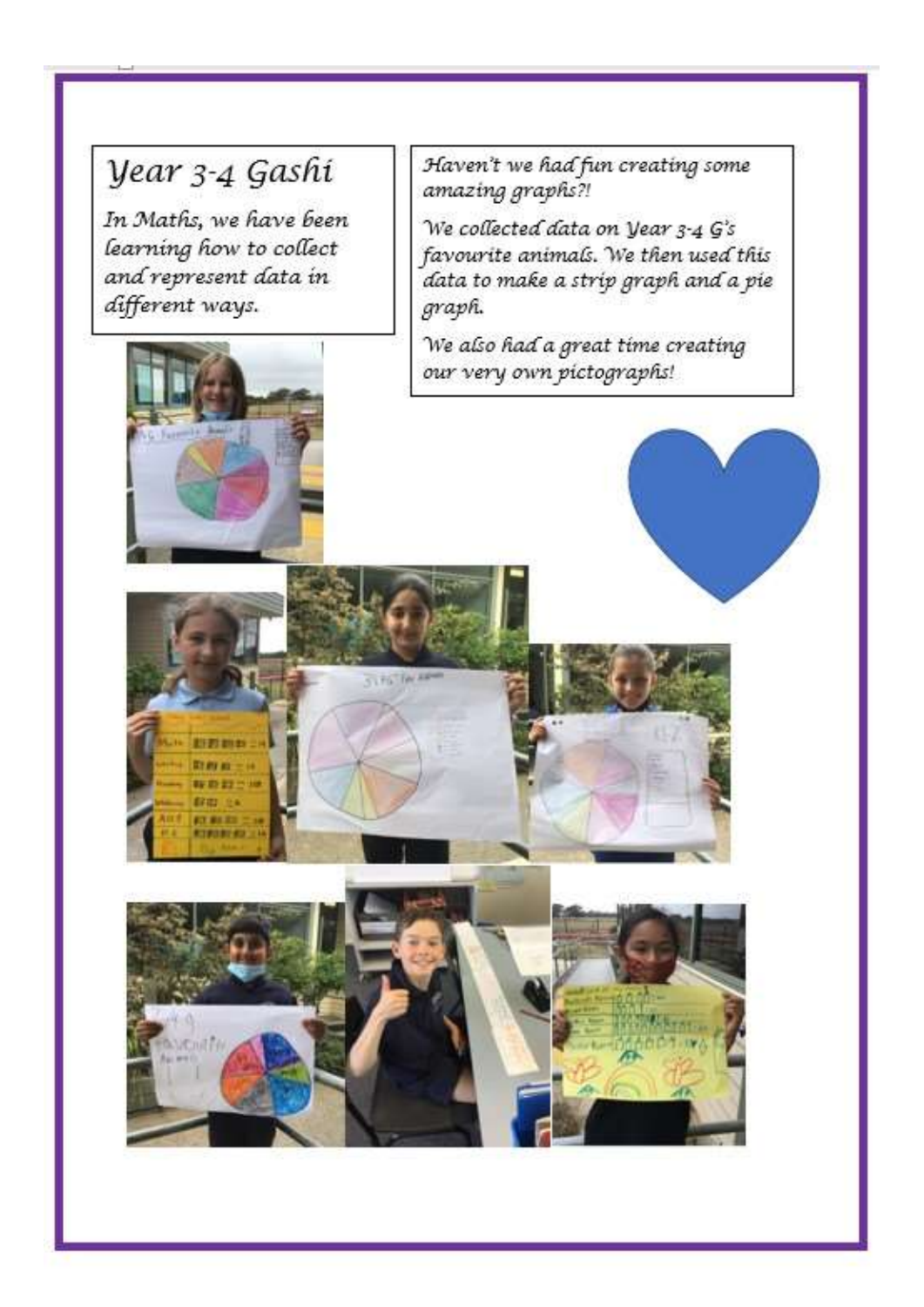# Year 3-4 Gashi

*In Maths, we have been learning how to collect and represent data in different ways.*

*Haven't we had fun creating some amazing graphs?!*

*We collected data on Year 3-4 G's favourite animals. We then used this data to make a strip graph and a pie graph.*

*We also had a great time creating our very own pictographs!*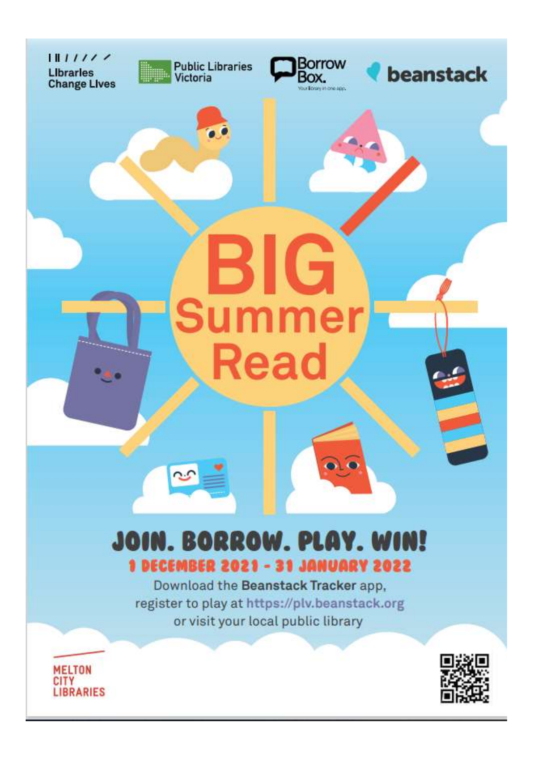Libraries Change Lives

Public Libraries Victoria

BorrowBox. Your library in one app.

beanstack

# BIG Summer Read

## JOIN. BORROW. PLAY. WIN!

**1 DECEMBER 2021 - 31 JANUARY 2022**

Download the **Beanstack Tracker** app,
register to play at **https://plv.beanstack.org**
or visit your local public library

MELTON CITY LIBRARIES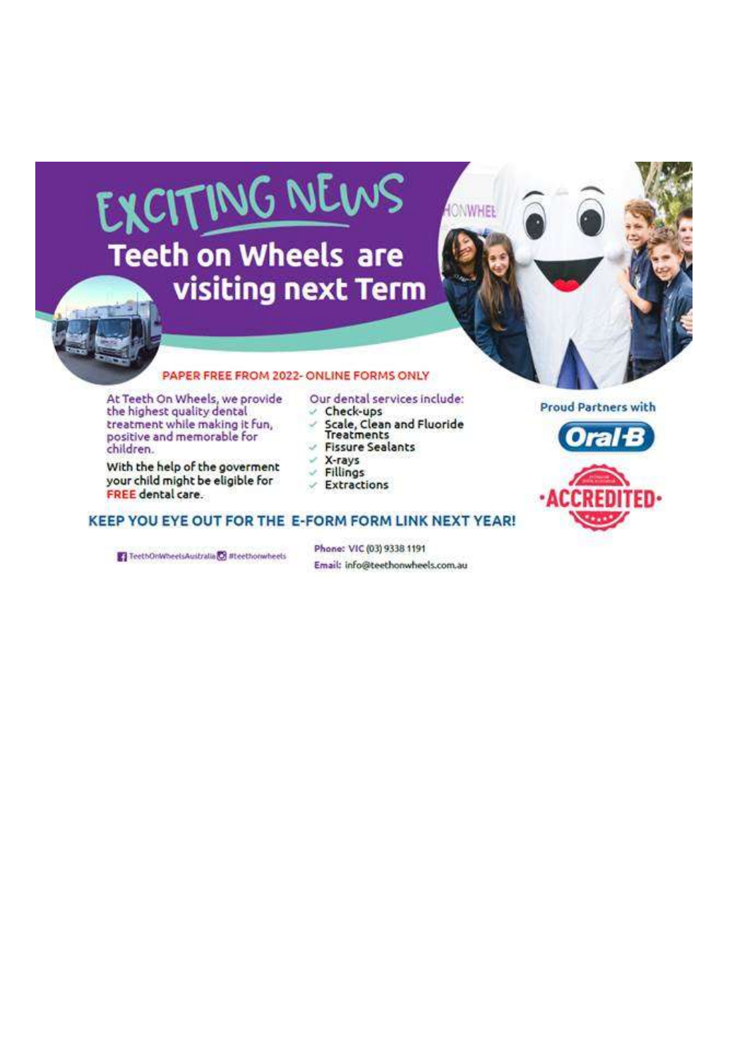# EXCITING NEWS

## Teeth on Wheels are visiting next Term

PAPER FREE FROM 2022- ONLINE FORMS ONLY

At Teeth On Wheels, we provide the highest quality dental treatment while making it fun, positive and memorable for children.

With the help of the goverment your child might be eligible for FREE dental care.

Our dental services include:

- Check-ups
- Scale, Clean and Fluoride Treatments
- Fissure Sealants
- X-rays
- Fillings
- Extractions

Proud Partners with

Oral-B

ACCREDITED

**KEEP YOU EYE OUT FOR THE E-FORM FORM LINK NEXT YEAR!**

TeethOnWheelsAustralia #teethonwheels

Phone: VIC (03) 9338 1191

Email: info@teethonwheels.com.au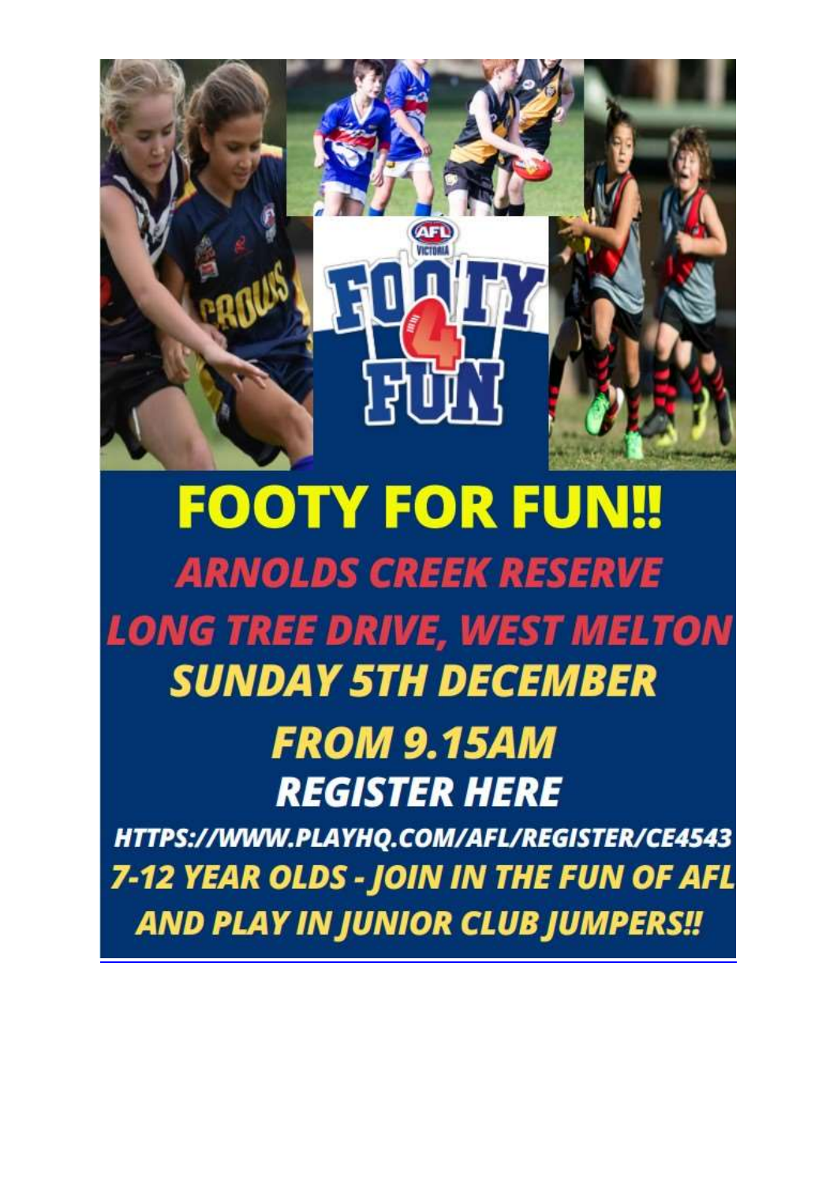# FOOTY FOR FUN!!

## ARNOLDS CREEK RESERVE

## LONG TREE DRIVE, WEST MELTON

## SUNDAY 5TH DECEMBER

## FROM 9.15AM

**REGISTER HERE**

**HTTPS://WWW.PLAYHQ.COM/AFL/REGISTER/CE4543**

**7-12 YEAR OLDS - JOIN IN THE FUN OF AFL AND PLAY IN JUNIOR CLUB JUMPERS!!**